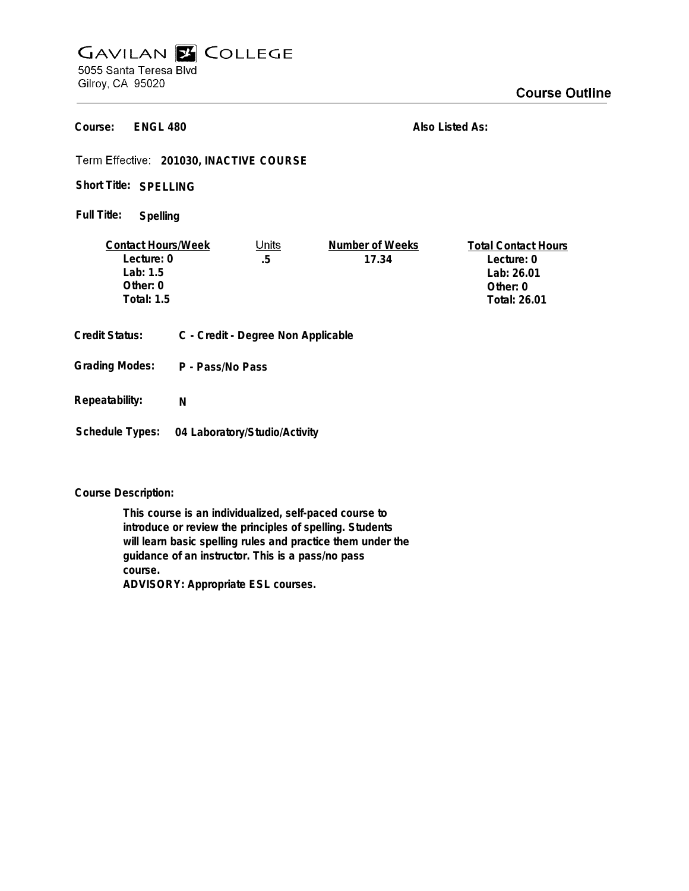# GAVILAN COLLEGE

5055 Santa Teresa Blvd
Gilroy, CA 95020

## Course Outline

**Course:** ENGL 480

**Also Listed As:**

**Term Effective:** 201030, INACTIVE COURSE

**Short Title:** SPELLING

**Full Title:** Spelling

| Contact Hours/Week | Units | Number of Weeks | Total Contact Hours |
|---|---|---|---|
| Lecture: 0 | .5 | 17.34 | Lecture: 0 |
| Lab: 1.5 | | | Lab: 26.01 |
| Other: 0 | | | Other: 0 |
| Total: 1.5 | | | Total: 26.01 |

**Credit Status:** C - Credit - Degree Non Applicable

**Grading Modes:** P - Pass/No Pass

**Repeatability:** N

**Schedule Types:** 04 Laboratory/Studio/Activity

**Course Description:**

This course is an individualized, self-paced course to introduce or review the principles of spelling. Students will learn basic spelling rules and practice them under the guidance of an instructor. This is a pass/no pass course.
ADVISORY: Appropriate ESL courses.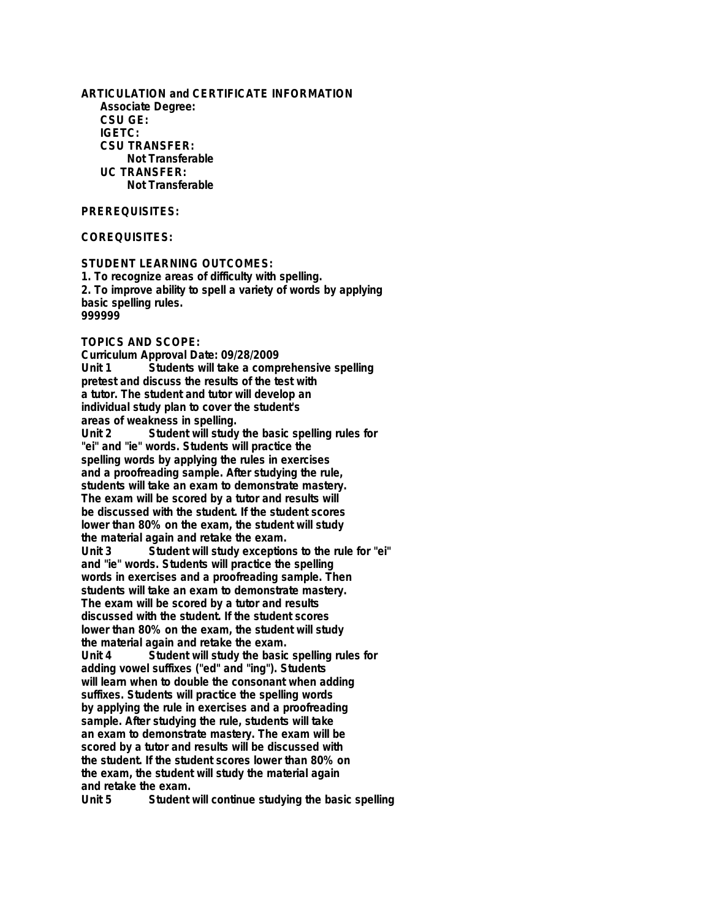**ARTICULATION and CERTIFICATE INFORMATION**

**Associate Degree:**

**CSU GE:**

**IGETC:**

**CSU TRANSFER:**

**Not Transferable**

**UC TRANSFER:**

**Not Transferable**

**PREREQUISITES:**

**COREQUISITES:**

**STUDENT LEARNING OUTCOMES:**

**1. To recognize areas of difficulty with spelling.**
**2. To improve ability to spell a variety of words by applying basic spelling rules.**
**999999**

**TOPICS AND SCOPE:**

**Curriculum Approval Date: 09/28/2009**

**Unit 1** Students will take a comprehensive spelling pretest and discuss the results of the test with a tutor. The student and tutor will develop an individual study plan to cover the student's areas of weakness in spelling.

**Unit 2** Student will study the basic spelling rules for "ei" and "ie" words. Students will practice the spelling words by applying the rules in exercises and a proofreading sample. After studying the rule, students will take an exam to demonstrate mastery. The exam will be scored by a tutor and results will be discussed with the student. If the student scores lower than 80% on the exam, the student will study the material again and retake the exam.

**Unit 3** Student will study exceptions to the rule for "ei" and "ie" words. Students will practice the spelling words in exercises and a proofreading sample. Then students will take an exam to demonstrate mastery. The exam will be scored by a tutor and results discussed with the student. If the student scores lower than 80% on the exam, the student will study the material again and retake the exam.

**Unit 4** Student will study the basic spelling rules for adding vowel suffixes ("ed" and "ing"). Students will learn when to double the consonant when adding suffixes. Students will practice the spelling words by applying the rule in exercises and a proofreading sample. After studying the rule, students will take an exam to demonstrate mastery. The exam will be scored by a tutor and results will be discussed with the student. If the student scores lower than 80% on the exam, the student will study the material again and retake the exam.

**Unit 5** Student will continue studying the basic spelling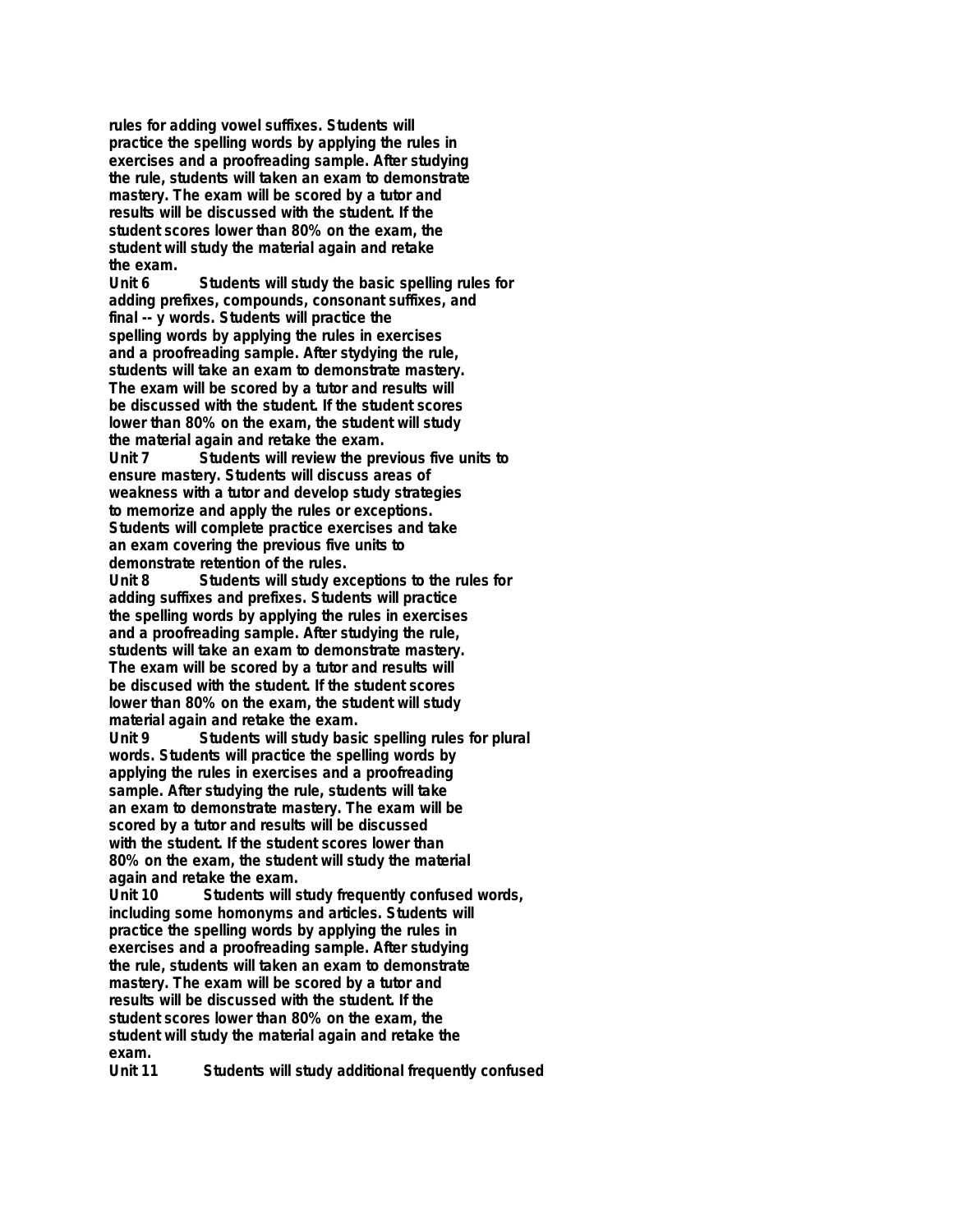**rules for adding vowel suffixes. Students will practice the spelling words by applying the rules in exercises and a proofreading sample. After studying the rule, students will taken an exam to demonstrate mastery. The exam will be scored by a tutor and results will be discussed with the student. If the student scores lower than 80% on the exam, the student will study the material again and retake the exam.**

**Unit 6 Students will study the basic spelling rules for adding prefixes, compounds, consonant suffixes, and final -- y words. Students will practice the spelling words by applying the rules in exercises and a proofreading sample. After stydying the rule, students will take an exam to demonstrate mastery. The exam will be scored by a tutor and results will be discussed with the student. If the student scores lower than 80% on the exam, the student will study the material again and retake the exam.**

**Unit 7 Students will review the previous five units to ensure mastery. Students will discuss areas of weakness with a tutor and develop study strategies to memorize and apply the rules or exceptions. Students will complete practice exercises and take an exam covering the previous five units to demonstrate retention of the rules.**

**Unit 8 Students will study exceptions to the rules for adding suffixes and prefixes. Students will practice the spelling words by applying the rules in exercises and a proofreading sample. After studying the rule, students will take an exam to demonstrate mastery. The exam will be scored by a tutor and results will be discused with the student. If the student scores lower than 80% on the exam, the student will study material again and retake the exam.**

**Unit 9 Students will study basic spelling rules for plural words. Students will practice the spelling words by applying the rules in exercises and a proofreading sample. After studying the rule, students will take an exam to demonstrate mastery. The exam will be scored by a tutor and results will be discussed with the student. If the student scores lower than 80% on the exam, the student will study the material again and retake the exam.**

**Unit 10 Students will study frequently confused words, including some homonyms and articles. Students will practice the spelling words by applying the rules in exercises and a proofreading sample. After studying the rule, students will taken an exam to demonstrate mastery. The exam will be scored by a tutor and results will be discussed with the student. If the student scores lower than 80% on the exam, the student will study the material again and retake the exam.**

**Unit 11 Students will study additional frequently confused**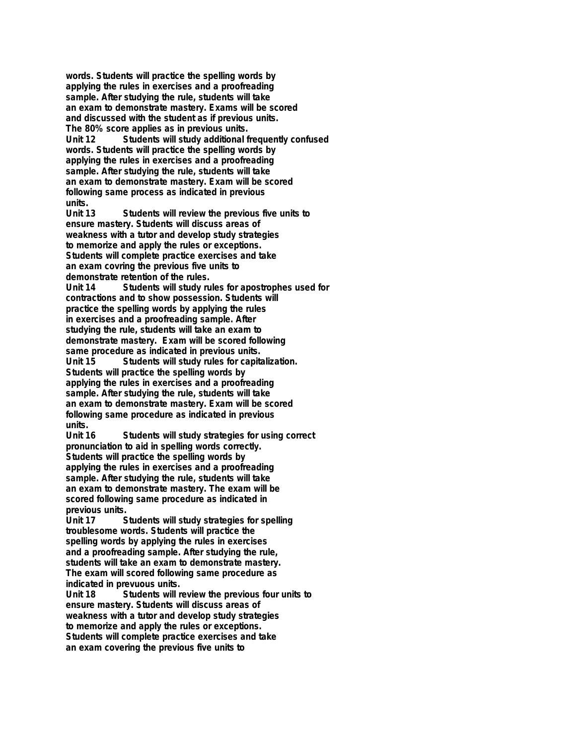words. Students will practice the spelling words by applying the rules in exercises and a proofreading sample. After studying the rule, students will take an exam to demonstrate mastery. Exams will be scored and discussed with the student as if previous units. The 80% score applies as in previous units.

Unit 12 Students will study additional frequently confused words. Students will practice the spelling words by applying the rules in exercises and a proofreading sample. After studying the rule, students will take an exam to demonstrate mastery. Exam will be scored following same process as indicated in previous units.

Unit 13 Students will review the previous five units to ensure mastery. Students will discuss areas of weakness with a tutor and develop study strategies to memorize and apply the rules or exceptions. Students will complete practice exercises and take an exam covring the previous five units to demonstrate retention of the rules.

Unit 14 Students will study rules for apostrophes used for contractions and to show possession. Students will practice the spelling words by applying the rules in exercises and a proofreading sample. After studying the rule, students will take an exam to demonstrate mastery. Exam will be scored following same procedure as indicated in previous units.

Unit 15 Students will study rules for capitalization. Students will practice the spelling words by applying the rules in exercises and a proofreading sample. After studying the rule, students will take an exam to demonstrate mastery. Exam will be scored following same procedure as indicated in previous units.

Unit 16 Students will study strategies for using correct pronunciation to aid in spelling words correctly. Students will practice the spelling words by applying the rules in exercises and a proofreading sample. After studying the rule, students will take an exam to demonstrate mastery. The exam will be scored following same procedure as indicated in previous units.

Unit 17 Students will study strategies for spelling troublesome words. Students will practice the spelling words by applying the rules in exercises and a proofreading sample. After studying the rule, students will take an exam to demonstrate mastery. The exam will scored following same procedure as indicated in prevuous units.

Unit 18 Students will review the previous four units to ensure mastery. Students will discuss areas of weakness with a tutor and develop study strategies to memorize and apply the rules or exceptions. Students will complete practice exercises and take an exam covering the previous five units to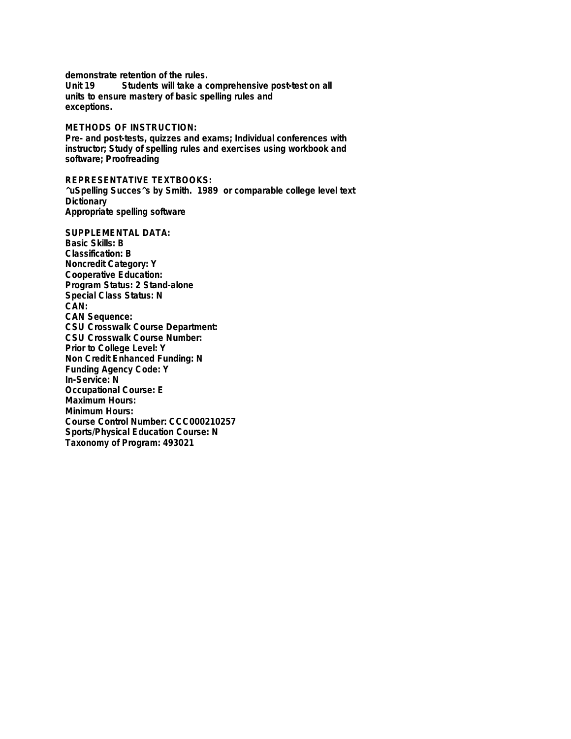demonstrate retention of the rules.
Unit 19 Students will take a comprehensive post-test on all units to ensure mastery of basic spelling rules and exceptions.

**METHODS OF INSTRUCTION:**
Pre- and post-tests, quizzes and exams; Individual conferences with instructor; Study of spelling rules and exercises using workbook and software; Proofreading

**REPRESENTATIVE TEXTBOOKS:**
^uSpelling Succes^s by Smith. 1989 or comparable college level text
Dictionary
Appropriate spelling software

**SUPPLEMENTAL DATA:**
Basic Skills: B
Classification: B
Noncredit Category: Y
Cooperative Education:
Program Status: 2 Stand-alone
Special Class Status: N
CAN:
CAN Sequence:
CSU Crosswalk Course Department:
CSU Crosswalk Course Number:
Prior to College Level: Y
Non Credit Enhanced Funding: N
Funding Agency Code: Y
In-Service: N
Occupational Course: E
Maximum Hours:
Minimum Hours:
Course Control Number: CCC000210257
Sports/Physical Education Course: N
Taxonomy of Program: 493021